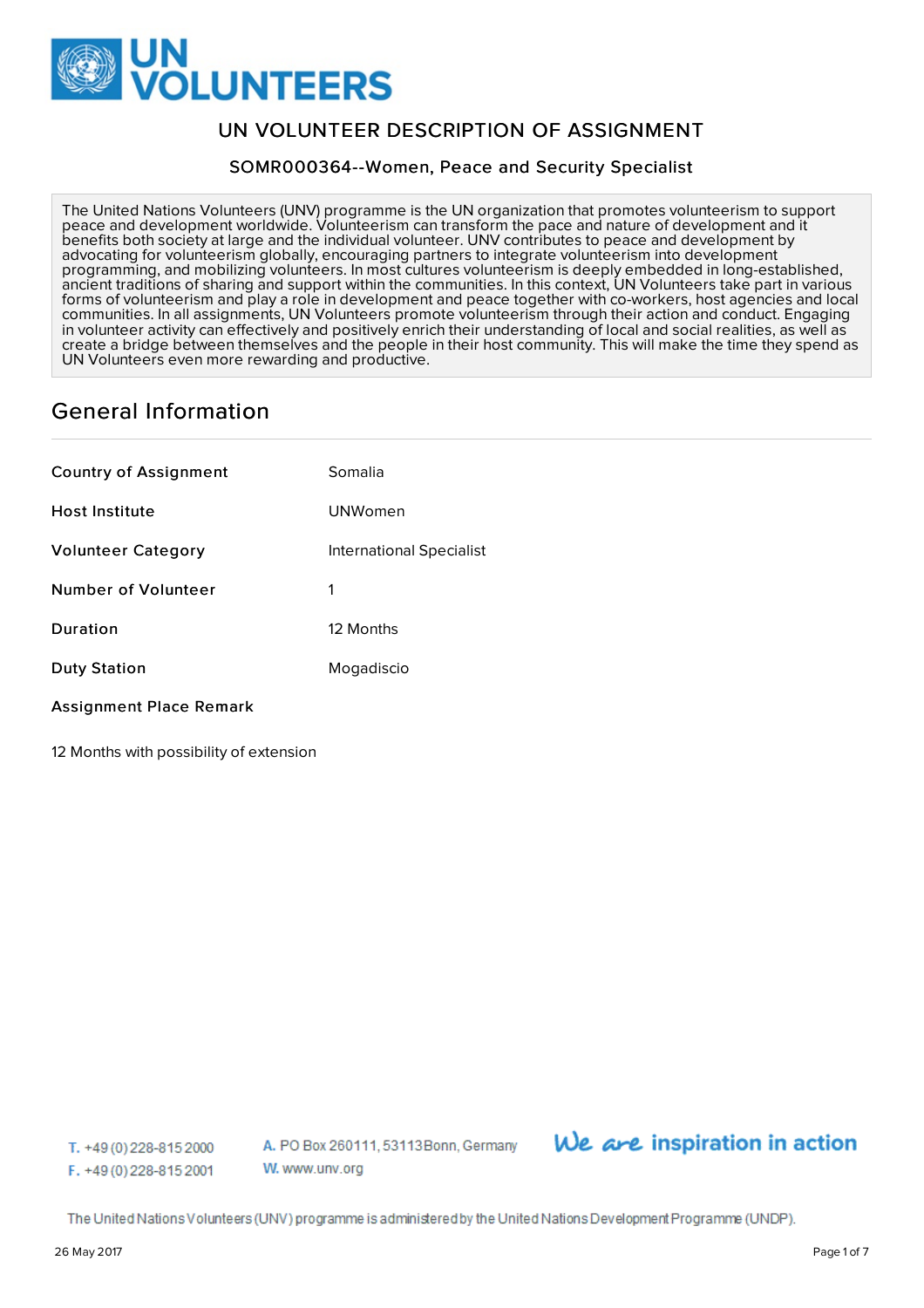# UN VOLUNTEER DESCRIPTION OF ASSIGNMENT

## SOMR000364--Women, Peace and Security Specialist

The United Nations Volunteers (UNV) programme is the UN organization that promotes volunteerism to support peace and development worldwide. Volunteerism can transform the pace and nature of development and it benefits both society at large and the individual volunteer. UNV contributes to peace and development by advocating for volunteerism globally, encouraging partners to integrate volunteerism into development programming, and mobilizing volunteers. In most cultures volunteerism is deeply embedded in long-established, ancient traditions of sharing and support within the communities. In this context, UN Volunteers take part in various forms of volunteerism and play a role in development and peace together with co-workers, host agencies and local communities. In all assignments, UN Volunteers promote volunteerism through their action and conduct. Engaging in volunteer activity can effectively and positively enrich their understanding of local and social realities, as well as create a bridge between themselves and the people in their host community. This will make the time they spend as UN Volunteers even more rewarding and productive.

## General Information

| | |
|---|---|
| **Country of Assignment** | Somalia |
| **Host Institute** | UNWomen |
| **Volunteer Category** | International Specialist |
| **Number of Volunteer** | 1 |
| **Duration** | 12 Months |
| **Duty Station** | Mogadiscio |

**Assignment Place Remark**

12 Months with possibility of extension

T. +49 (0) 228-815 2000
F. +49 (0) 228-815 2001
A. PO Box 260111, 53113 Bonn, Germany
W. www.unv.org

We are inspiration in action

The United Nations Volunteers (UNV) programme is administered by the United Nations Development Programme (UNDP).

26 May 2017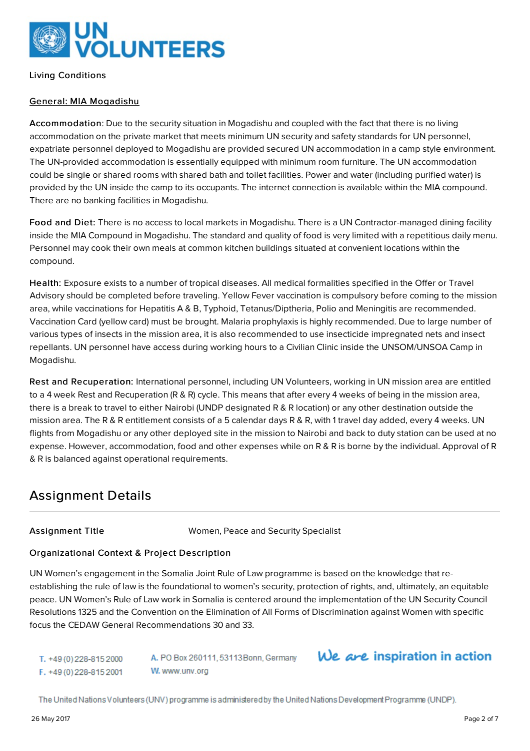Living Conditions

General: MIA Mogadishu

**Accommodation**: Due to the security situation in Mogadishu and coupled with the fact that there is no living accommodation on the private market that meets minimum UN security and safety standards for UN personnel, expatriate personnel deployed to Mogadishu are provided secured UN accommodation in a camp style environment. The UN-provided accommodation is essentially equipped with minimum room furniture. The UN accommodation could be single or shared rooms with shared bath and toilet facilities. Power and water (including purified water) is provided by the UN inside the camp to its occupants. The internet connection is available within the MIA compound. There are no banking facilities in Mogadishu.

**Food and Diet:** There is no access to local markets in Mogadishu. There is a UN Contractor-managed dining facility inside the MIA Compound in Mogadishu. The standard and quality of food is very limited with a repetitious daily menu. Personnel may cook their own meals at common kitchen buildings situated at convenient locations within the compound.

**Health:** Exposure exists to a number of tropical diseases. All medical formalities specified in the Offer or Travel Advisory should be completed before traveling. Yellow Fever vaccination is compulsory before coming to the mission area, while vaccinations for Hepatitis A & B, Typhoid, Tetanus/Diptheria, Polio and Meningitis are recommended. Vaccination Card (yellow card) must be brought. Malaria prophylaxis is highly recommended. Due to large number of various types of insects in the mission area, it is also recommended to use insecticide impregnated nets and insect repellants. UN personnel have access during working hours to a Civilian Clinic inside the UNSOM/UNSOA Camp in Mogadishu.

**Rest and Recuperation:** International personnel, including UN Volunteers, working in UN mission area are entitled to a 4 week Rest and Recuperation (R & R) cycle. This means that after every 4 weeks of being in the mission area, there is a break to travel to either Nairobi (UNDP designated R & R location) or any other destination outside the mission area. The R & R entitlement consists of a 5 calendar days R & R, with 1 travel day added, every 4 weeks. UN flights from Mogadishu or any other deployed site in the mission to Nairobi and back to duty station can be used at no expense. However, accommodation, food and other expenses while on R & R is borne by the individual. Approval of R & R is balanced against operational requirements.

## Assignment Details

**Assignment Title** Women, Peace and Security Specialist

**Organizational Context & Project Description**

UN Women's engagement in the Somalia Joint Rule of Law programme is based on the knowledge that re-establishing the rule of law is the foundational to women's security, protection of rights, and, ultimately, an equitable peace. UN Women's Rule of Law work in Somalia is centered around the implementation of the UN Security Council Resolutions 1325 and the Convention on the Elimination of All Forms of Discrimination against Women with specific focus the CEDAW General Recommendations 30 and 33.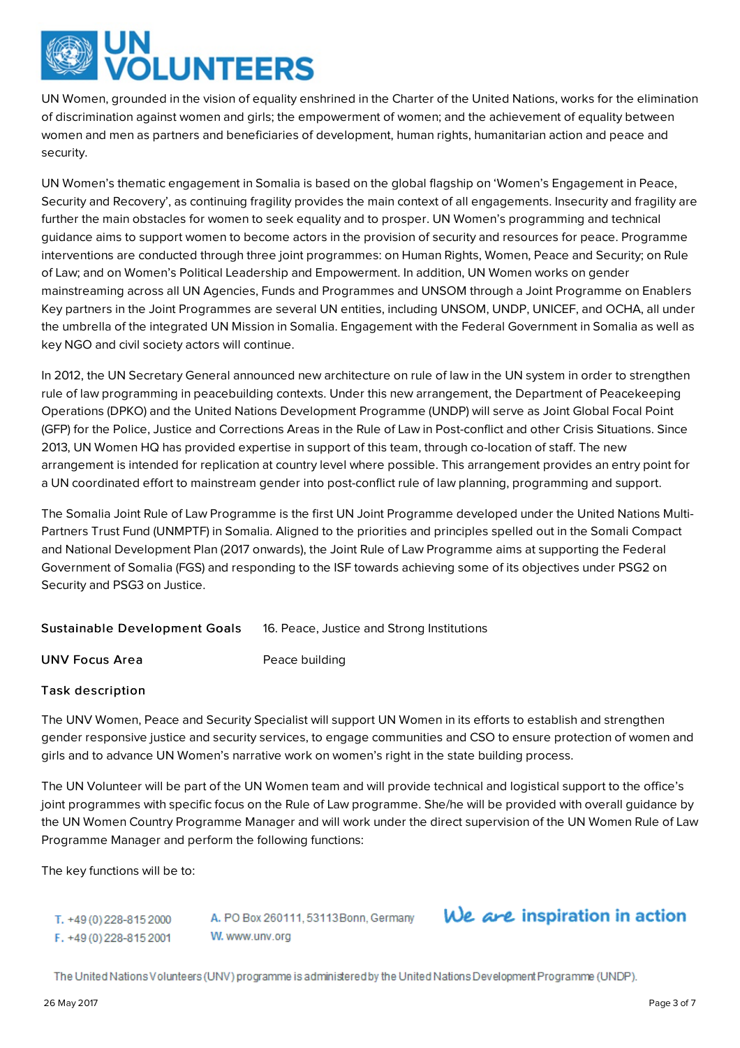UN Women, grounded in the vision of equality enshrined in the Charter of the United Nations, works for the elimination of discrimination against women and girls; the empowerment of women; and the achievement of equality between women and men as partners and beneficiaries of development, human rights, humanitarian action and peace and security.

UN Women's thematic engagement in Somalia is based on the global flagship on 'Women's Engagement in Peace, Security and Recovery', as continuing fragility provides the main context of all engagements. Insecurity and fragility are further the main obstacles for women to seek equality and to prosper. UN Women's programming and technical guidance aims to support women to become actors in the provision of security and resources for peace. Programme interventions are conducted through three joint programmes: on Human Rights, Women, Peace and Security; on Rule of Law; and on Women's Political Leadership and Empowerment. In addition, UN Women works on gender mainstreaming across all UN Agencies, Funds and Programmes and UNSOM through a Joint Programme on Enablers Key partners in the Joint Programmes are several UN entities, including UNSOM, UNDP, UNICEF, and OCHA, all under the umbrella of the integrated UN Mission in Somalia. Engagement with the Federal Government in Somalia as well as key NGO and civil society actors will continue.

In 2012, the UN Secretary General announced new architecture on rule of law in the UN system in order to strengthen rule of law programming in peacebuilding contexts. Under this new arrangement, the Department of Peacekeeping Operations (DPKO) and the United Nations Development Programme (UNDP) will serve as Joint Global Focal Point (GFP) for the Police, Justice and Corrections Areas in the Rule of Law in Post-conflict and other Crisis Situations. Since 2013, UN Women HQ has provided expertise in support of this team, through co-location of staff. The new arrangement is intended for replication at country level where possible. This arrangement provides an entry point for a UN coordinated effort to mainstream gender into post-conflict rule of law planning, programming and support.

The Somalia Joint Rule of Law Programme is the first UN Joint Programme developed under the United Nations Multi-Partners Trust Fund (UNMPTF) in Somalia. Aligned to the priorities and principles spelled out in the Somali Compact and National Development Plan (2017 onwards), the Joint Rule of Law Programme aims at supporting the Federal Government of Somalia (FGS) and responding to the ISF towards achieving some of its objectives under PSG2 on Security and PSG3 on Justice.

| | |
|---|---|
| **Sustainable Development Goals** | 16. Peace, Justice and Strong Institutions |
| **UNV Focus Area** | Peace building |

**Task description**

The UNV Women, Peace and Security Specialist will support UN Women in its efforts to establish and strengthen gender responsive justice and security services, to engage communities and CSO to ensure protection of women and girls and to advance UN Women's narrative work on women's right in the state building process.

The UN Volunteer will be part of the UN Women team and will provide technical and logistical support to the office's joint programmes with specific focus on the Rule of Law programme. She/he will be provided with overall guidance by the UN Women Country Programme Manager and will work under the direct supervision of the UN Women Rule of Law Programme Manager and perform the following functions:

The key functions will be to: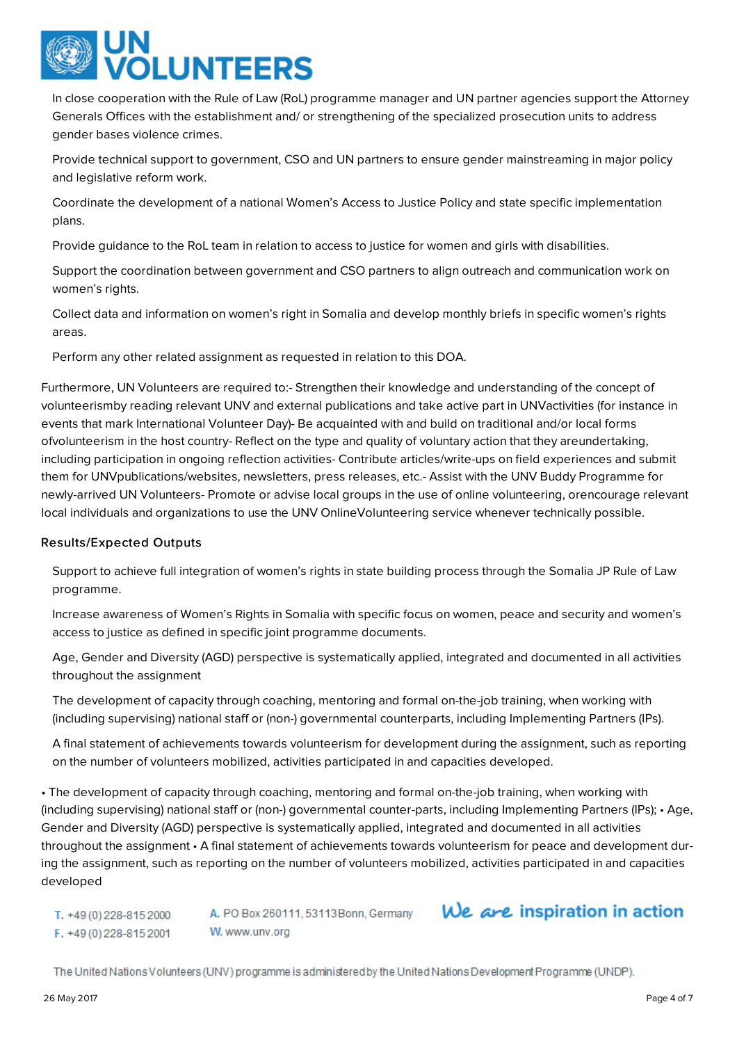In close cooperation with the Rule of Law (RoL) programme manager and UN partner agencies support the Attorney Generals Offices with the establishment and/ or strengthening of the specialized prosecution units to address gender bases violence crimes.

Provide technical support to government, CSO and UN partners to ensure gender mainstreaming in major policy and legislative reform work.

Coordinate the development of a national Women's Access to Justice Policy and state specific implementation plans.

Provide guidance to the RoL team in relation to access to justice for women and girls with disabilities.

Support the coordination between government and CSO partners to align outreach and communication work on women's rights.

Collect data and information on women's right in Somalia and develop monthly briefs in specific women's rights areas.

Perform any other related assignment as requested in relation to this DOA.

Furthermore, UN Volunteers are required to:- Strengthen their knowledge and understanding of the concept of volunteerismby reading relevant UNV and external publications and take active part in UNVactivities (for instance in events that mark International Volunteer Day)- Be acquainted with and build on traditional and/or local forms ofvolunteerism in the host country- Reflect on the type and quality of voluntary action that they areundertaking, including participation in ongoing reflection activities- Contribute articles/write-ups on field experiences and submit them for UNVpublications/websites, newsletters, press releases, etc.- Assist with the UNV Buddy Programme for newly-arrived UN Volunteers- Promote or advise local groups in the use of online volunteering, orencourage relevant local individuals and organizations to use the UNV OnlineVolunteering service whenever technically possible.

### Results/Expected Outputs

Support to achieve full integration of women's rights in state building process through the Somalia JP Rule of Law programme.

Increase awareness of Women's Rights in Somalia with specific focus on women, peace and security and women's access to justice as defined in specific joint programme documents.

Age, Gender and Diversity (AGD) perspective is systematically applied, integrated and documented in all activities throughout the assignment

The development of capacity through coaching, mentoring and formal on-the-job training, when working with (including supervising) national staff or (non-) governmental counterparts, including Implementing Partners (IPs).

A final statement of achievements towards volunteerism for development during the assignment, such as reporting on the number of volunteers mobilized, activities participated in and capacities developed.

• The development of capacity through coaching, mentoring and formal on-the-job training, when working with (including supervising) national staff or (non-) governmental counter-parts, including Implementing Partners (IPs); • Age, Gender and Diversity (AGD) perspective is systematically applied, integrated and documented in all activities throughout the assignment • A final statement of achievements towards volunteerism for peace and development dur-ing the assignment, such as reporting on the number of volunteers mobilized, activities participated in and capacities developed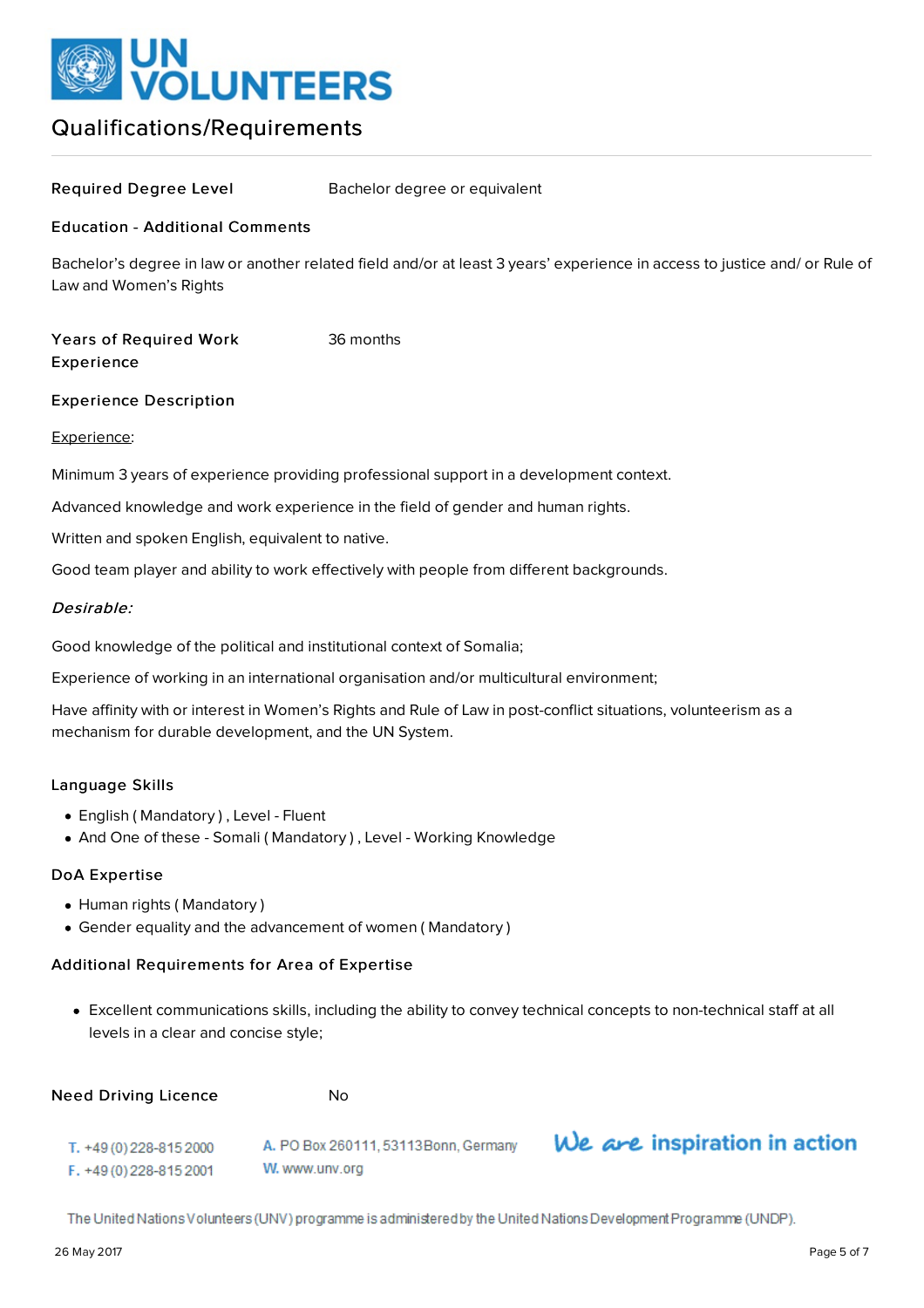## Qualifications/Requirements

**Required Degree Level** Bachelor degree or equivalent

**Education - Additional Comments**

Bachelor's degree in law or another related field and/or at least 3 years' experience in access to justice and/ or Rule of Law and Women's Rights

**Years of Required Work Experience** 36 months

**Experience Description**

Experience:

Minimum 3 years of experience providing professional support in a development context.

Advanced knowledge and work experience in the field of gender and human rights.

Written and spoken English, equivalent to native.

Good team player and ability to work effectively with people from different backgrounds.

*Desirable:*

Good knowledge of the political and institutional context of Somalia;

Experience of working in an international organisation and/or multicultural environment;

Have affinity with or interest in Women's Rights and Rule of Law in post-conflict situations, volunteerism as a mechanism for durable development, and the UN System.

**Language Skills**

- English ( Mandatory ) , Level - Fluent
- And One of these - Somali ( Mandatory ) , Level - Working Knowledge

**DoA Expertise**

- Human rights ( Mandatory )
- Gender equality and the advancement of women ( Mandatory )

**Additional Requirements for Area of Expertise**

- Excellent communications skills, including the ability to convey technical concepts to non-technical staff at all levels in a clear and concise style;

**Need Driving Licence** No

T. +49 (0) 228-815 2000
F. +49 (0) 228-815 2001
A. PO Box 260111, 53113 Bonn, Germany
W. www.unv.org

We are inspiration in action

The United Nations Volunteers (UNV) programme is administered by the United Nations Development Programme (UNDP).

26 May 2017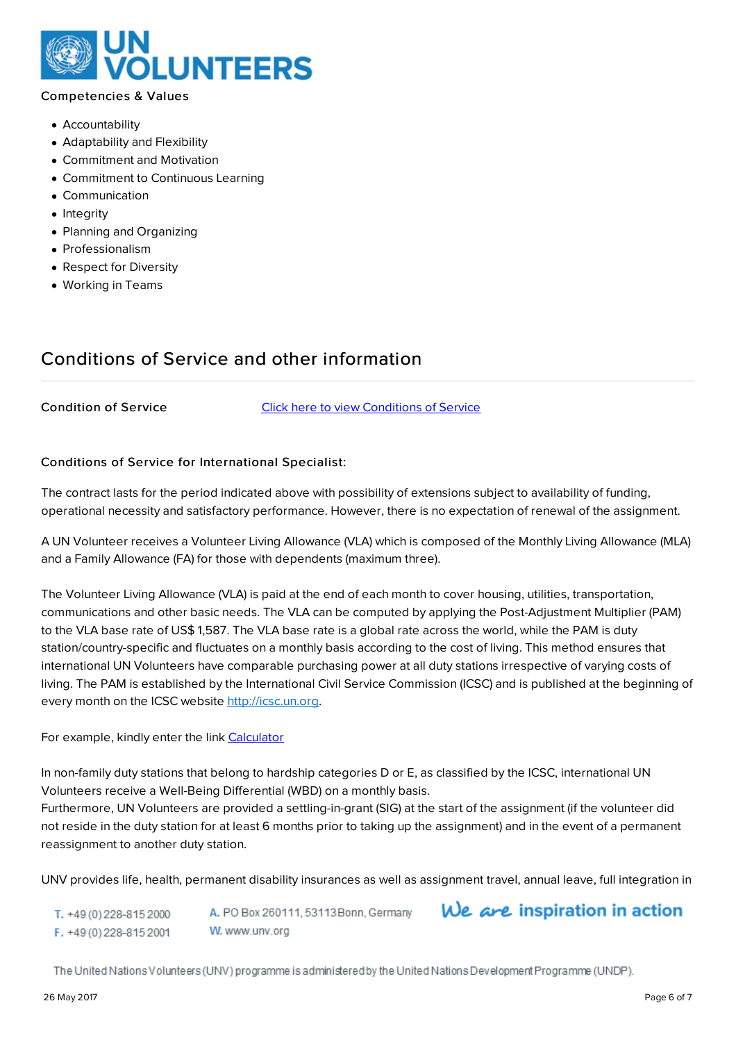Competencies & Values

- Accountability
- Adaptability and Flexibility
- Commitment and Motivation
- Commitment to Continuous Learning
- Communication
- Integrity
- Planning and Organizing
- Professionalism
- Respect for Diversity
- Working in Teams

## Conditions of Service and other information

**Condition of Service** [Click here to view Conditions of Service]

**Conditions of Service for International Specialist:**

The contract lasts for the period indicated above with possibility of extensions subject to availability of funding, operational necessity and satisfactory performance. However, there is no expectation of renewal of the assignment.

A UN Volunteer receives a Volunteer Living Allowance (VLA) which is composed of the Monthly Living Allowance (MLA) and a Family Allowance (FA) for those with dependents (maximum three).

The Volunteer Living Allowance (VLA) is paid at the end of each month to cover housing, utilities, transportation, communications and other basic needs. The VLA can be computed by applying the Post-Adjustment Multiplier (PAM) to the VLA base rate of US$ 1,587. The VLA base rate is a global rate across the world, while the PAM is duty station/country-specific and fluctuates on a monthly basis according to the cost of living. This method ensures that international UN Volunteers have comparable purchasing power at all duty stations irrespective of varying costs of living. The PAM is established by the International Civil Service Commission (ICSC) and is published at the beginning of every month on the ICSC website http://icsc.un.org.

For example, kindly enter the link Calculator

In non-family duty stations that belong to hardship categories D or E, as classified by the ICSC, international UN Volunteers receive a Well-Being Differential (WBD) on a monthly basis.
Furthermore, UN Volunteers are provided a settling-in-grant (SIG) at the start of the assignment (if the volunteer did not reside in the duty station for at least 6 months prior to taking up the assignment) and in the event of a permanent reassignment to another duty station.

UNV provides life, health, permanent disability insurances as well as assignment travel, annual leave, full integration in

T. +49 (0) 228-815 2000
F. +49 (0) 228-815 2001

A. PO Box 260111, 53113 Bonn, Germany
W. www.unv.org

We are inspiration in action

The United Nations Volunteers (UNV) programme is administered by the United Nations Development Programme (UNDP).

26 May 2017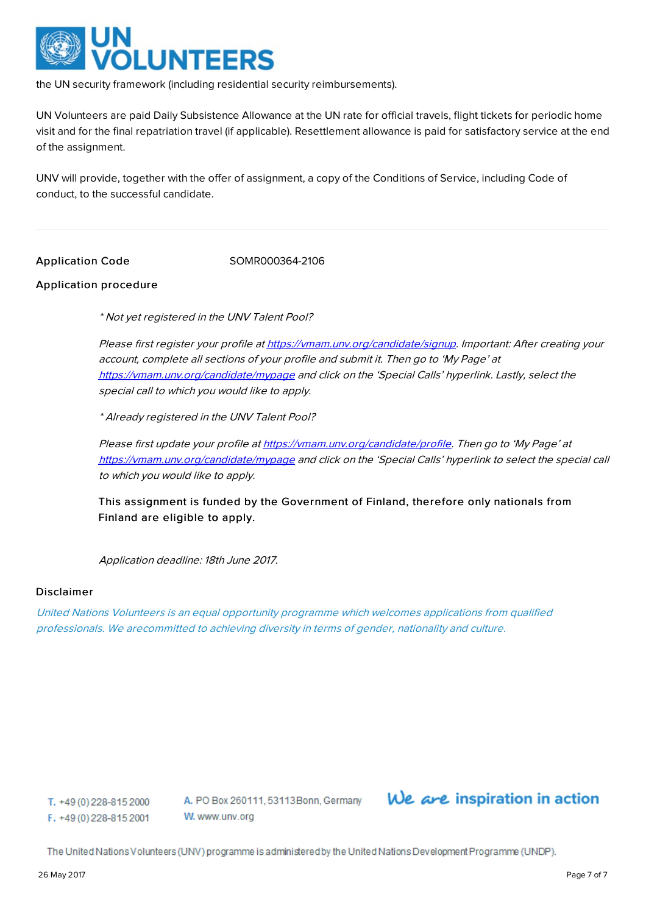the UN security framework (including residential security reimbursements).

UN Volunteers are paid Daily Subsistence Allowance at the UN rate for official travels, flight tickets for periodic home visit and for the final repatriation travel (if applicable). Resettlement allowance is paid for satisfactory service at the end of the assignment.

UNV will provide, together with the offer of assignment, a copy of the Conditions of Service, including Code of conduct, to the successful candidate.

---

**Application Code** SOMR000364-2106

**Application procedure**

*\* Not yet registered in the UNV Talent Pool?*

*Please first register your profile at [https://vmam.unv.org/candidate/signup](https://vmam.unv.org/candidate/signup). Important: After creating your account, complete all sections of your profile and submit it. Then go to 'My Page' at [https://vmam.unv.org/candidate/mypage](https://vmam.unv.org/candidate/mypage) and click on the 'Special Calls' hyperlink. Lastly, select the special call to which you would like to apply.*

*\* Already registered in the UNV Talent Pool?*

*Please first update your profile at [https://vmam.unv.org/candidate/profile](https://vmam.unv.org/candidate/profile). Then go to 'My Page' at [https://vmam.unv.org/candidate/mypage](https://vmam.unv.org/candidate/mypage) and click on the 'Special Calls' hyperlink to select the special call to which you would like to apply.*

This assignment is funded by the Government of Finland, therefore only nationals from Finland are eligible to apply.

*Application deadline: 18th June 2017.*

**Disclaimer**

*United Nations Volunteers is an equal opportunity programme which welcomes applications from qualified professionals. We arecommitted to achieving diversity in terms of gender, nationality and culture.*